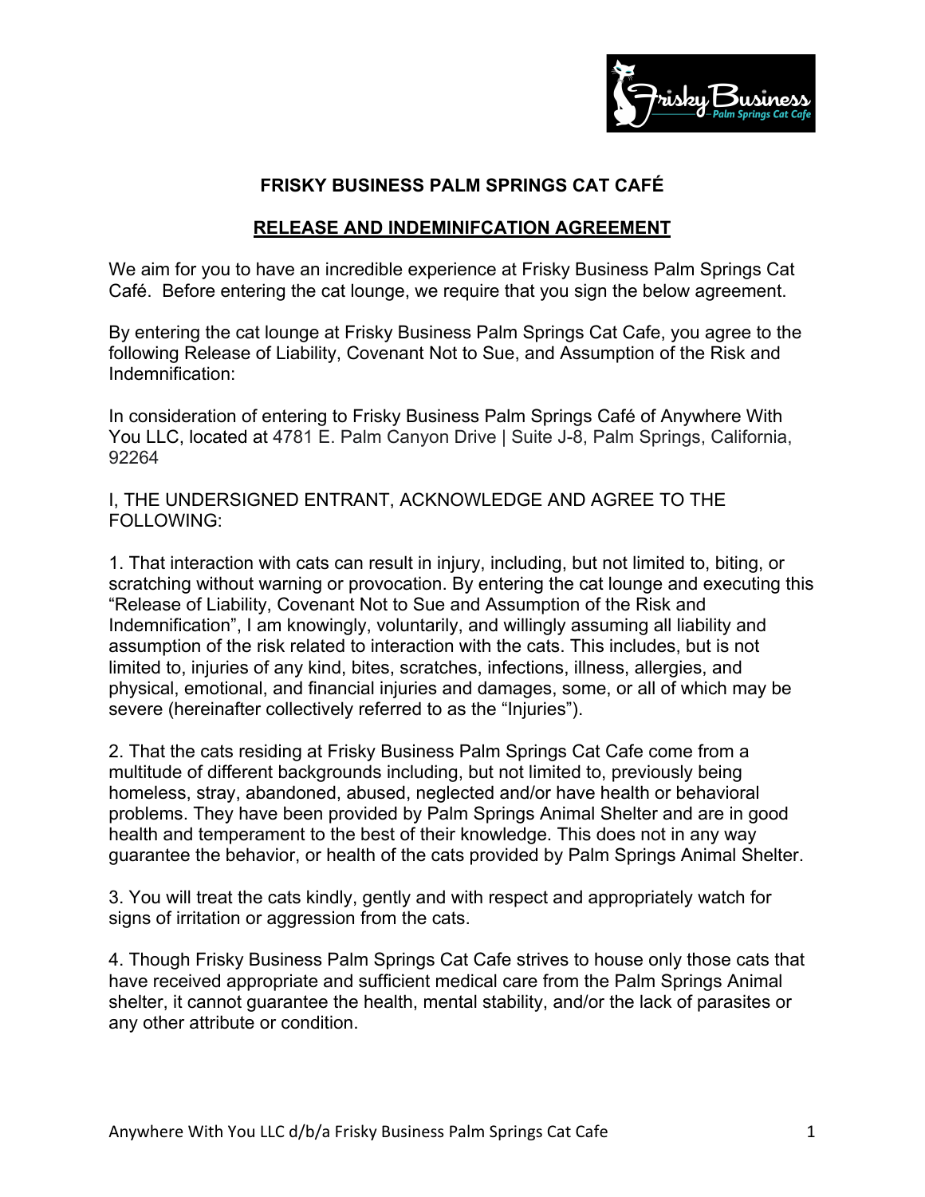**FRISKY BUSINESS PALM SPRINGS CAT CAFÉ**

**RELEASE AND INDEMINIFCATION AGREEMENT**

We aim for you to have an incredible experience at Frisky Business Palm Springs Cat Café. Before entering the cat lounge, we require that you sign the below agreement.

By entering the cat lounge at Frisky Business Palm Springs Cat Cafe, you agree to the following Release of Liability, Covenant Not to Sue, and Assumption of the Risk and Indemnification:

In consideration of entering to Frisky Business Palm Springs Café of Anywhere With You LLC, located at 4781 E. Palm Canyon Drive | Suite J-8, Palm Springs, California, 92264

I, THE UNDERSIGNED ENTRANT, ACKNOWLEDGE AND AGREE TO THE FOLLOWING:

1. That interaction with cats can result in injury, including, but not limited to, biting, or scratching without warning or provocation. By entering the cat lounge and executing this "Release of Liability, Covenant Not to Sue and Assumption of the Risk and Indemnification", I am knowingly, voluntarily, and willingly assuming all liability and assumption of the risk related to interaction with the cats. This includes, but is not limited to, injuries of any kind, bites, scratches, infections, illness, allergies, and physical, emotional, and financial injuries and damages, some, or all of which may be severe (hereinafter collectively referred to as the "Injuries").

2. That the cats residing at Frisky Business Palm Springs Cat Cafe come from a multitude of different backgrounds including, but not limited to, previously being homeless, stray, abandoned, abused, neglected and/or have health or behavioral problems. They have been provided by Palm Springs Animal Shelter and are in good health and temperament to the best of their knowledge. This does not in any way guarantee the behavior, or health of the cats provided by Palm Springs Animal Shelter.

3. You will treat the cats kindly, gently and with respect and appropriately watch for signs of irritation or aggression from the cats.

4. Though Frisky Business Palm Springs Cat Cafe strives to house only those cats that have received appropriate and sufficient medical care from the Palm Springs Animal shelter, it cannot guarantee the health, mental stability, and/or the lack of parasites or any other attribute or condition.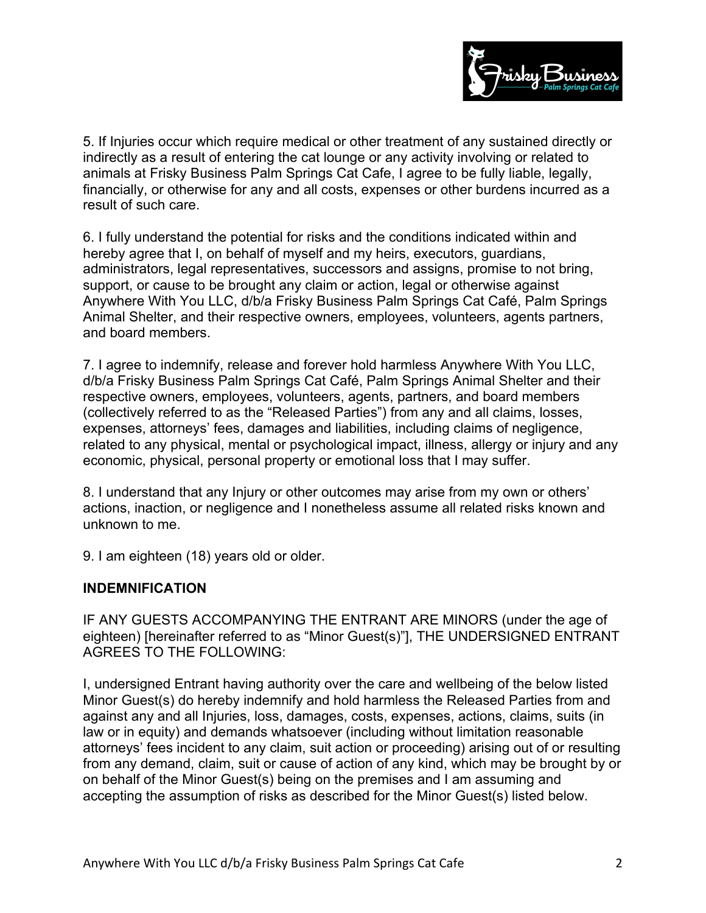5. If Injuries occur which require medical or other treatment of any sustained directly or indirectly as a result of entering the cat lounge or any activity involving or related to animals at Frisky Business Palm Springs Cat Cafe, I agree to be fully liable, legally, financially, or otherwise for any and all costs, expenses or other burdens incurred as a result of such care.

6. I fully understand the potential for risks and the conditions indicated within and hereby agree that I, on behalf of myself and my heirs, executors, guardians, administrators, legal representatives, successors and assigns, promise to not bring, support, or cause to be brought any claim or action, legal or otherwise against Anywhere With You LLC, d/b/a Frisky Business Palm Springs Cat Café, Palm Springs Animal Shelter, and their respective owners, employees, volunteers, agents partners, and board members.

7. I agree to indemnify, release and forever hold harmless Anywhere With You LLC, d/b/a Frisky Business Palm Springs Cat Café, Palm Springs Animal Shelter and their respective owners, employees, volunteers, agents, partners, and board members (collectively referred to as the "Released Parties") from any and all claims, losses, expenses, attorneys' fees, damages and liabilities, including claims of negligence, related to any physical, mental or psychological impact, illness, allergy or injury and any economic, physical, personal property or emotional loss that I may suffer.

8. I understand that any Injury or other outcomes may arise from my own or others' actions, inaction, or negligence and I nonetheless assume all related risks known and unknown to me.

9. I am eighteen (18) years old or older.

**INDEMNIFICATION**

IF ANY GUESTS ACCOMPANYING THE ENTRANT ARE MINORS (under the age of eighteen) [hereinafter referred to as "Minor Guest(s)"], THE UNDERSIGNED ENTRANT AGREES TO THE FOLLOWING:

I, undersigned Entrant having authority over the care and wellbeing of the below listed Minor Guest(s) do hereby indemnify and hold harmless the Released Parties from and against any and all Injuries, loss, damages, costs, expenses, actions, claims, suits (in law or in equity) and demands whatsoever (including without limitation reasonable attorneys' fees incident to any claim, suit action or proceeding) arising out of or resulting from any demand, claim, suit or cause of action of any kind, which may be brought by or on behalf of the Minor Guest(s) being on the premises and I am assuming and accepting the assumption of risks as described for the Minor Guest(s) listed below.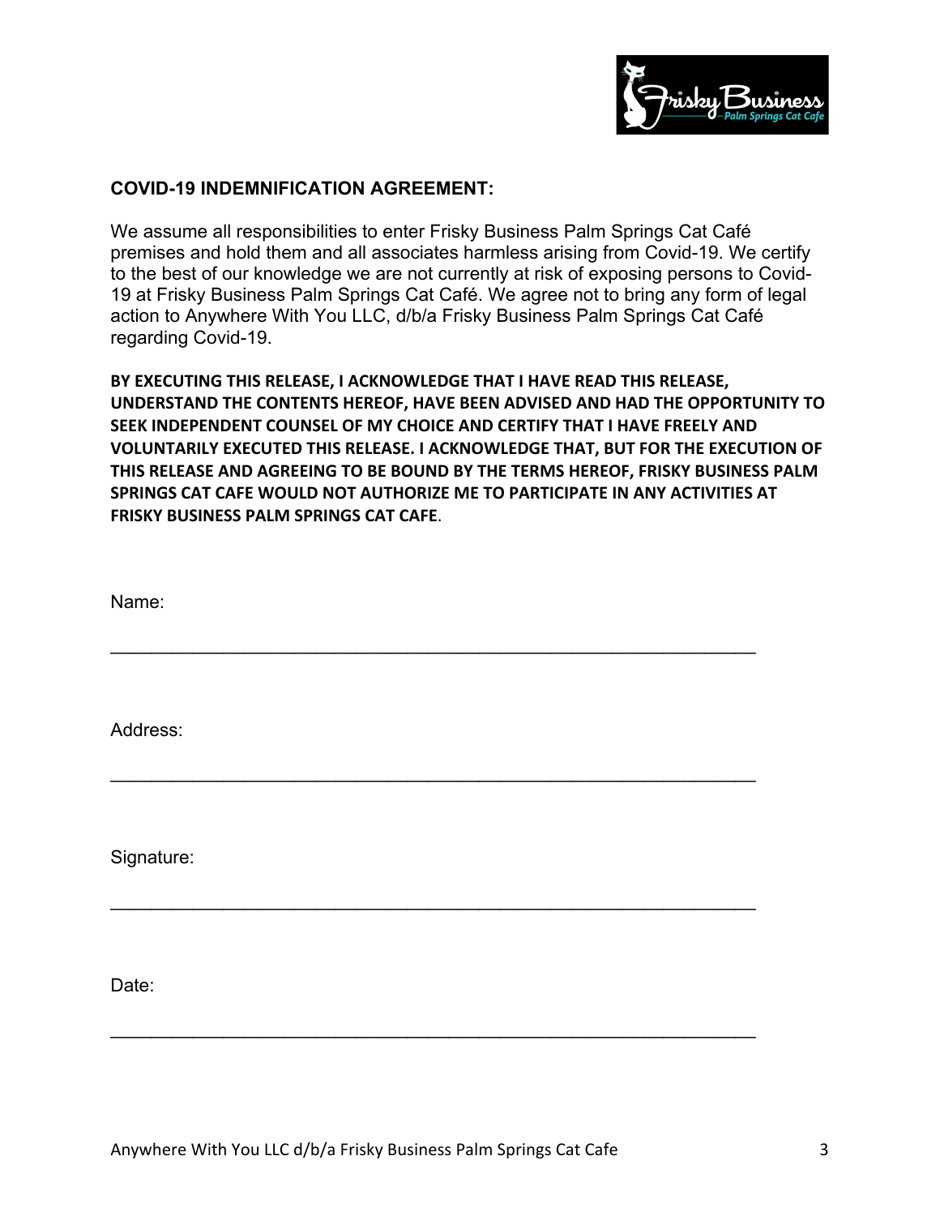**COVID-19 INDEMNIFICATION AGREEMENT:**

We assume all responsibilities to enter Frisky Business Palm Springs Cat Café premises and hold them and all associates harmless arising from Covid-19. We certify to the best of our knowledge we are not currently at risk of exposing persons to Covid-19 at Frisky Business Palm Springs Cat Café. We agree not to bring any form of legal action to Anywhere With You LLC, d/b/a Frisky Business Palm Springs Cat Café regarding Covid-19.

**BY EXECUTING THIS RELEASE, I ACKNOWLEDGE THAT I HAVE READ THIS RELEASE, UNDERSTAND THE CONTENTS HEREOF, HAVE BEEN ADVISED AND HAD THE OPPORTUNITY TO SEEK INDEPENDENT COUNSEL OF MY CHOICE AND CERTIFY THAT I HAVE FREELY AND VOLUNTARILY EXECUTED THIS RELEASE. I ACKNOWLEDGE THAT, BUT FOR THE EXECUTION OF THIS RELEASE AND AGREEING TO BE BOUND BY THE TERMS HEREOF, FRISKY BUSINESS PALM SPRINGS CAT CAFE WOULD NOT AUTHORIZE ME TO PARTICIPATE IN ANY ACTIVITIES AT FRISKY BUSINESS PALM SPRINGS CAT CAFE**.

Name:

\_\_\_\_\_\_\_\_\_\_\_\_\_\_\_\_\_\_\_\_\_\_\_\_\_\_\_\_\_\_\_\_\_\_\_\_\_\_\_\_\_\_\_\_\_\_\_\_\_\_\_\_\_\_\_\_\_\_\_\_\_\_\_\_

Address:

\_\_\_\_\_\_\_\_\_\_\_\_\_\_\_\_\_\_\_\_\_\_\_\_\_\_\_\_\_\_\_\_\_\_\_\_\_\_\_\_\_\_\_\_\_\_\_\_\_\_\_\_\_\_\_\_\_\_\_\_\_\_\_\_

Signature:

\_\_\_\_\_\_\_\_\_\_\_\_\_\_\_\_\_\_\_\_\_\_\_\_\_\_\_\_\_\_\_\_\_\_\_\_\_\_\_\_\_\_\_\_\_\_\_\_\_\_\_\_\_\_\_\_\_\_\_\_\_\_\_\_

Date:

\_\_\_\_\_\_\_\_\_\_\_\_\_\_\_\_\_\_\_\_\_\_\_\_\_\_\_\_\_\_\_\_\_\_\_\_\_\_\_\_\_\_\_\_\_\_\_\_\_\_\_\_\_\_\_\_\_\_\_\_\_\_\_\_